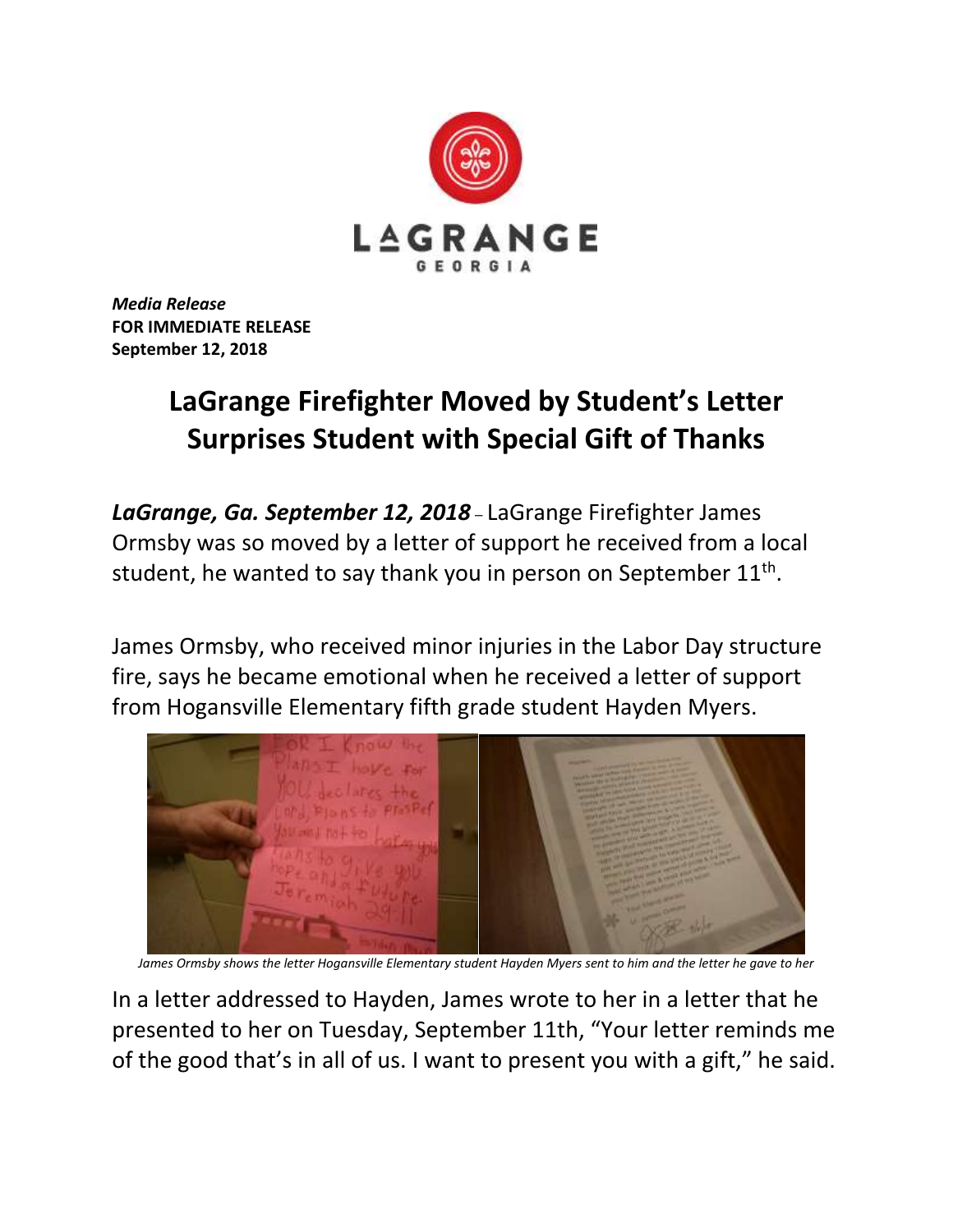LAGRANGE
GEORGIA

***Media Release***
**FOR IMMEDIATE RELEASE**
**September 12, 2018**

# LaGrange Firefighter Moved by Student's Letter Surprises Student with Special Gift of Thanks

***LaGrange, Ga. September 12, 2018*** – LaGrange Firefighter James Ormsby was so moved by a letter of support he received from a local student, he wanted to say thank you in person on September 11th.

James Ormsby, who received minor injuries in the Labor Day structure fire, says he became emotional when he received a letter of support from Hogansville Elementary fifth grade student Hayden Myers.

*James Ormsby shows the letter Hogansville Elementary student Hayden Myers sent to him and the letter he gave to her*

In a letter addressed to Hayden, James wrote to her in a letter that he presented to her on Tuesday, September 11th, "Your letter reminds me of the good that's in all of us. I want to present you with a gift," he said.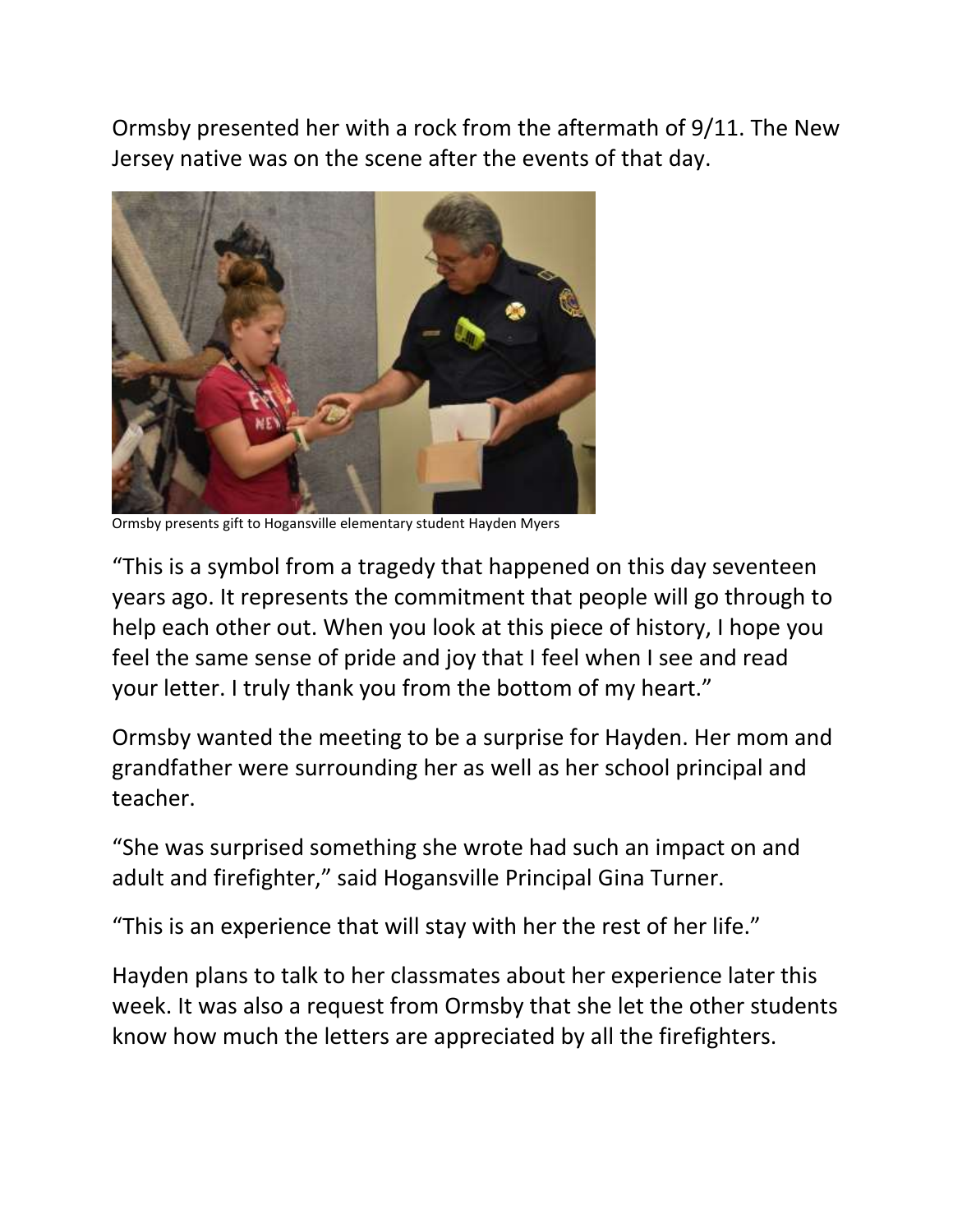Ormsby presented her with a rock from the aftermath of 9/11. The New Jersey native was on the scene after the events of that day.

Ormsby presents gift to Hogansville elementary student Hayden Myers

"This is a symbol from a tragedy that happened on this day seventeen years ago. It represents the commitment that people will go through to help each other out. When you look at this piece of history, I hope you feel the same sense of pride and joy that I feel when I see and read your letter. I truly thank you from the bottom of my heart."

Ormsby wanted the meeting to be a surprise for Hayden. Her mom and grandfather were surrounding her as well as her school principal and teacher.

"She was surprised something she wrote had such an impact on and adult and firefighter," said Hogansville Principal Gina Turner.

"This is an experience that will stay with her the rest of her life."

Hayden plans to talk to her classmates about her experience later this week. It was also a request from Ormsby that she let the other students know how much the letters are appreciated by all the firefighters.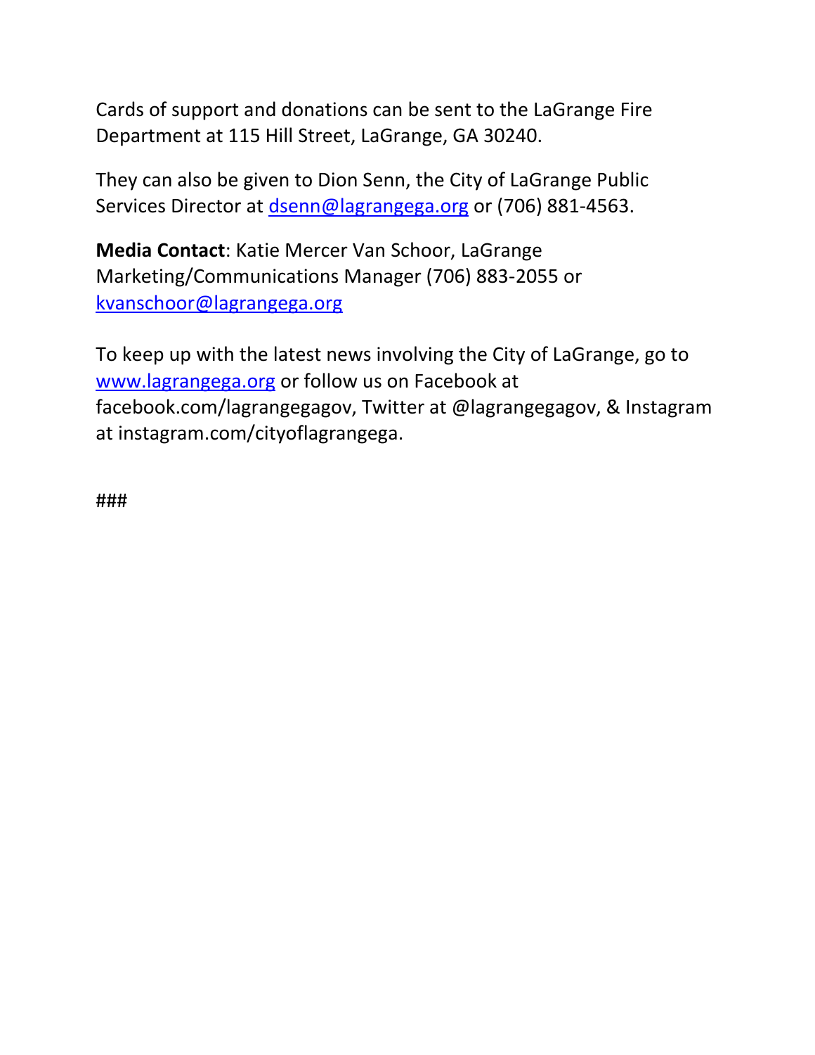Cards of support and donations can be sent to the LaGrange Fire Department at 115 Hill Street, LaGrange, GA 30240.

They can also be given to Dion Senn, the City of LaGrange Public Services Director at dsenn@lagrangega.org or (706) 881-4563.

**Media Contact**: Katie Mercer Van Schoor, LaGrange Marketing/Communications Manager (706) 883-2055 or kvanschoor@lagrangega.org

To keep up with the latest news involving the City of LaGrange, go to www.lagrangega.org or follow us on Facebook at facebook.com/lagrangegagov, Twitter at @lagrangegagov, & Instagram at instagram.com/cityoflagrangega.

###